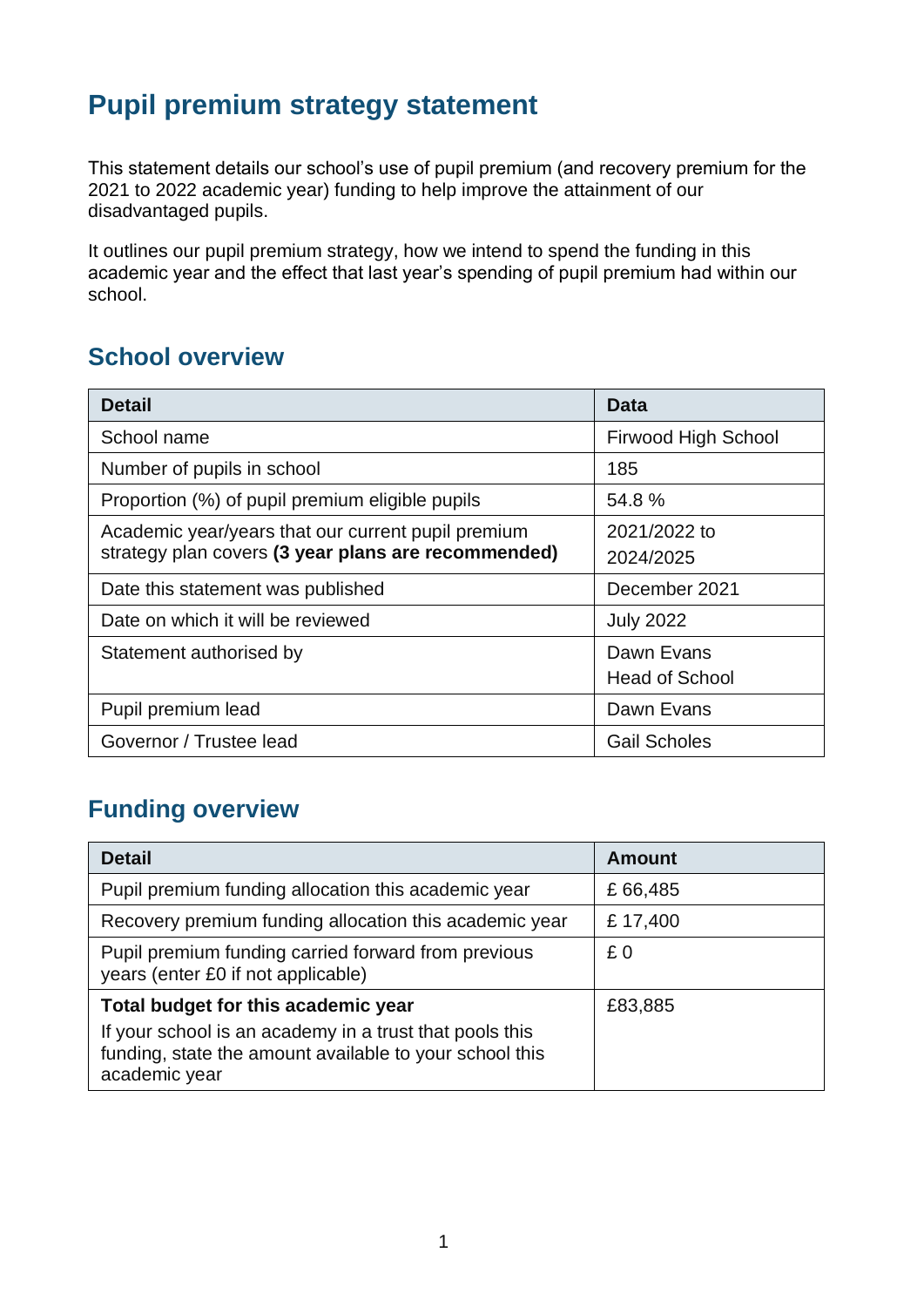# Pupil premium strategy statement

This statement details our school's use of pupil premium (and recovery premium for the 2021 to 2022 academic year) funding to help improve the attainment of our disadvantaged pupils.

It outlines our pupil premium strategy, how we intend to spend the funding in this academic year and the effect that last year's spending of pupil premium had within our school.

## School overview

| Detail | Data |
|---|---|
| School name | Firwood High School |
| Number of pupils in school | 185 |
| Proportion (%) of pupil premium eligible pupils | 54.8 % |
| Academic year/years that our current pupil premium strategy plan covers **(3 year plans are recommended)** | 2021/2022 to 2024/2025 |
| Date this statement was published | December 2021 |
| Date on which it will be reviewed | July 2022 |
| Statement authorised by | Dawn Evans<br>Head of School |
| Pupil premium lead | Dawn Evans |
| Governor / Trustee lead | Gail Scholes |

## Funding overview

| Detail | Amount |
|---|---|
| Pupil premium funding allocation this academic year | £ 66,485 |
| Recovery premium funding allocation this academic year | £ 17,400 |
| Pupil premium funding carried forward from previous years (enter £0 if not applicable) | £ 0 |
| **Total budget for this academic year**<br>If your school is an academy in a trust that pools this funding, state the amount available to your school this academic year | £83,885 |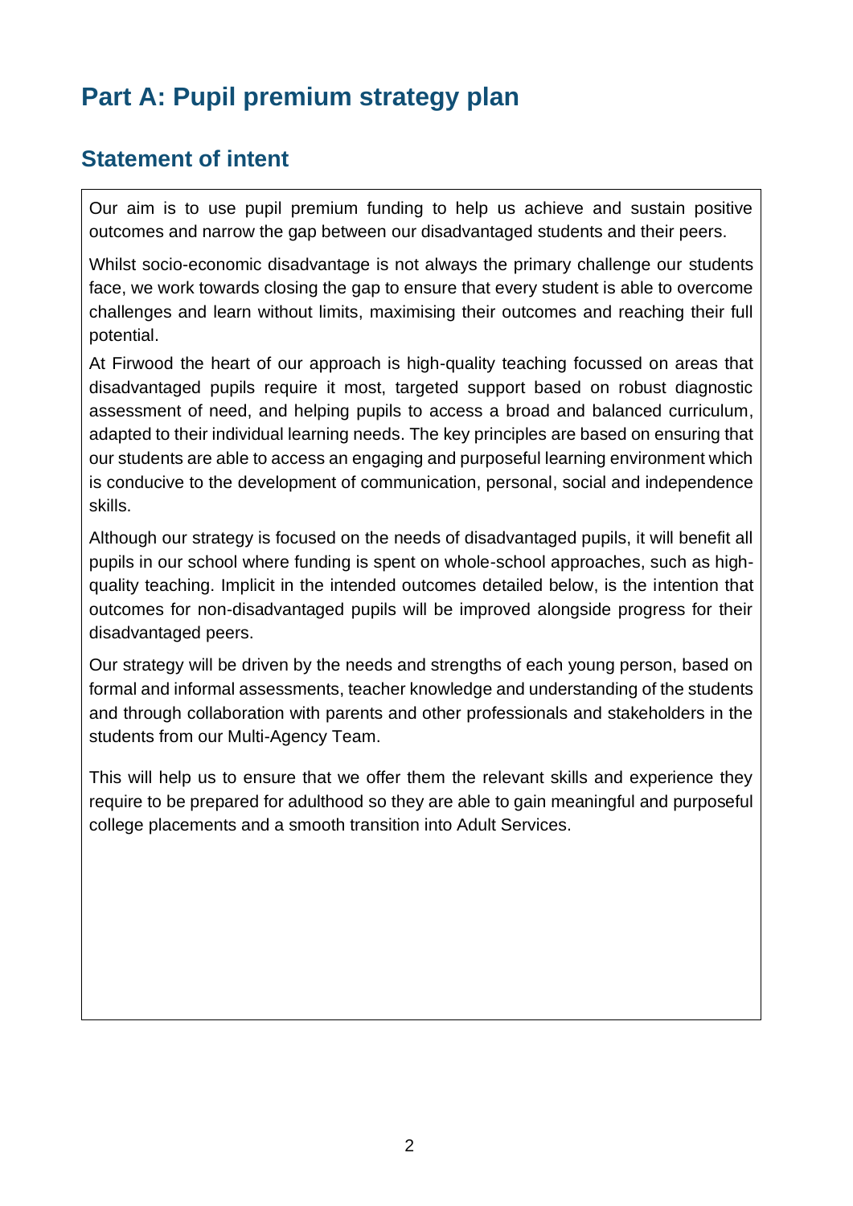# Part A: Pupil premium strategy plan

## Statement of intent

Our aim is to use pupil premium funding to help us achieve and sustain positive outcomes and narrow the gap between our disadvantaged students and their peers.

Whilst socio-economic disadvantage is not always the primary challenge our students face, we work towards closing the gap to ensure that every student is able to overcome challenges and learn without limits, maximising their outcomes and reaching their full potential.

At Firwood the heart of our approach is high-quality teaching focussed on areas that disadvantaged pupils require it most, targeted support based on robust diagnostic assessment of need, and helping pupils to access a broad and balanced curriculum, adapted to their individual learning needs. The key principles are based on ensuring that our students are able to access an engaging and purposeful learning environment which is conducive to the development of communication, personal, social and independence skills.

Although our strategy is focused on the needs of disadvantaged pupils, it will benefit all pupils in our school where funding is spent on whole-school approaches, such as high-quality teaching. Implicit in the intended outcomes detailed below, is the intention that outcomes for non-disadvantaged pupils will be improved alongside progress for their disadvantaged peers.

Our strategy will be driven by the needs and strengths of each young person, based on formal and informal assessments, teacher knowledge and understanding of the students and through collaboration with parents and other professionals and stakeholders in the students from our Multi-Agency Team.

This will help us to ensure that we offer them the relevant skills and experience they require to be prepared for adulthood so they are able to gain meaningful and purposeful college placements and a smooth transition into Adult Services.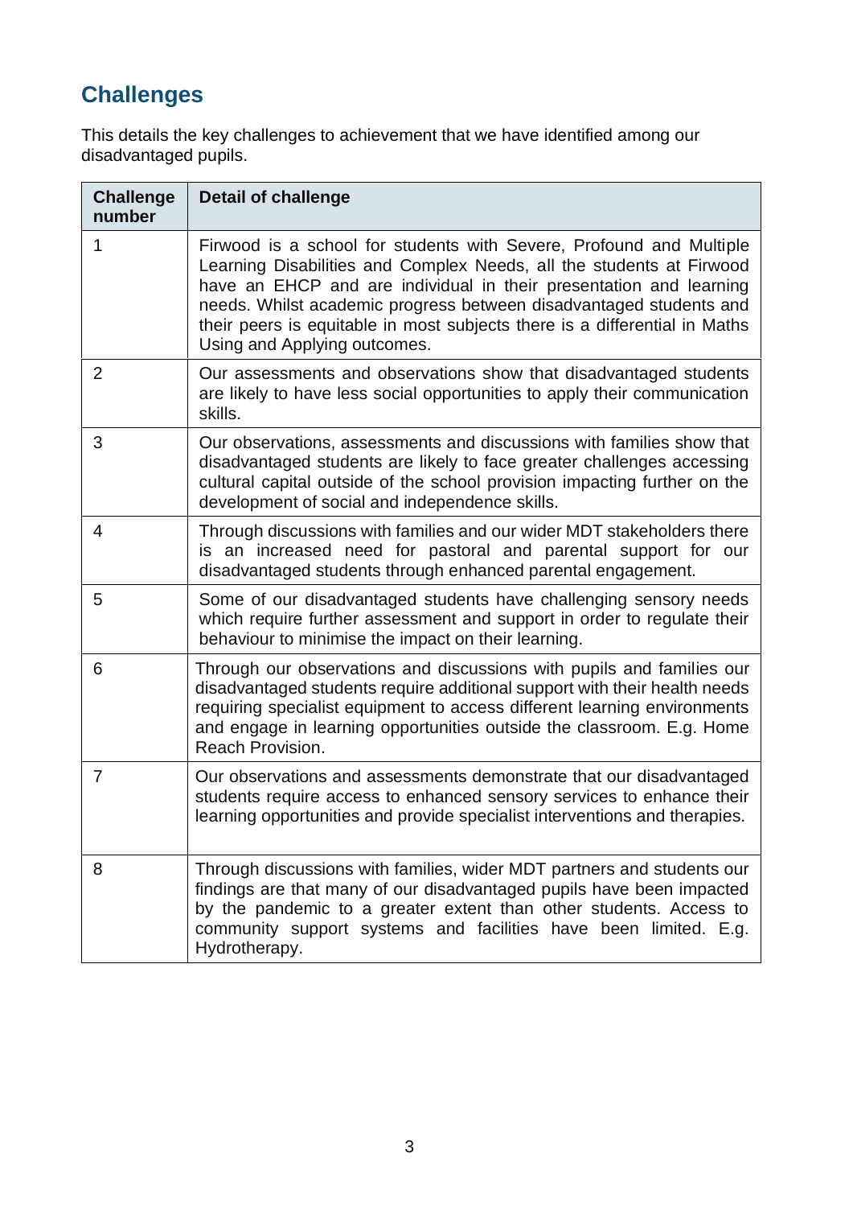## Challenges

This details the key challenges to achievement that we have identified among our disadvantaged pupils.

| Challenge number | Detail of challenge |
|---|---|
| 1 | Firwood is a school for students with Severe, Profound and Multiple Learning Disabilities and Complex Needs, all the students at Firwood have an EHCP and are individual in their presentation and learning needs. Whilst academic progress between disadvantaged students and their peers is equitable in most subjects there is a differential in Maths Using and Applying outcomes. |
| 2 | Our assessments and observations show that disadvantaged students are likely to have less social opportunities to apply their communication skills. |
| 3 | Our observations, assessments and discussions with families show that disadvantaged students are likely to face greater challenges accessing cultural capital outside of the school provision impacting further on the development of social and independence skills. |
| 4 | Through discussions with families and our wider MDT stakeholders there is an increased need for pastoral and parental support for our disadvantaged students through enhanced parental engagement. |
| 5 | Some of our disadvantaged students have challenging sensory needs which require further assessment and support in order to regulate their behaviour to minimise the impact on their learning. |
| 6 | Through our observations and discussions with pupils and families our disadvantaged students require additional support with their health needs requiring specialist equipment to access different learning environments and engage in learning opportunities outside the classroom. E.g. Home Reach Provision. |
| 7 | Our observations and assessments demonstrate that our disadvantaged students require access to enhanced sensory services to enhance their learning opportunities and provide specialist interventions and therapies. |
| 8 | Through discussions with families, wider MDT partners and students our findings are that many of our disadvantaged pupils have been impacted by the pandemic to a greater extent than other students. Access to community support systems and facilities have been limited. E.g. Hydrotherapy. |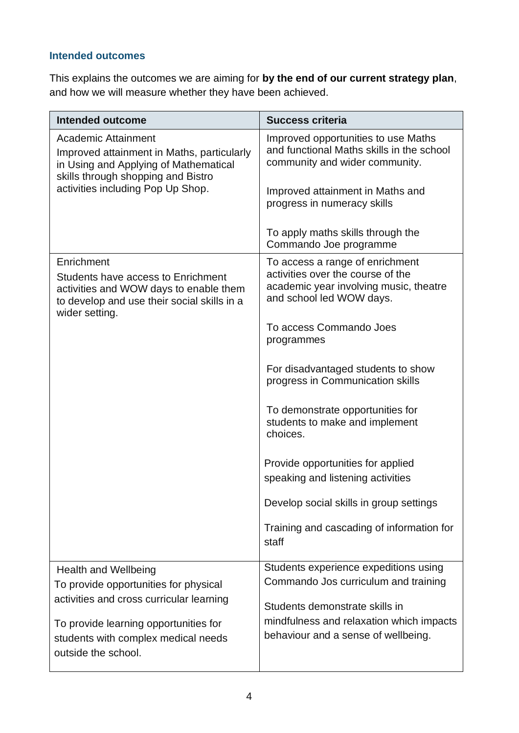### Intended outcomes

This explains the outcomes we are aiming for **by the end of our current strategy plan**, and how we will measure whether they have been achieved.

| Intended outcome | Success criteria |
|---|---|
| Academic Attainment<br>Improved attainment in Maths, particularly in Using and Applying of Mathematical skills through shopping and Bistro activities including Pop Up Shop. | Improved opportunities to use Maths and functional Maths skills in the school community and wider community.<br><br>Improved attainment in Maths and progress in numeracy skills<br><br>To apply maths skills through the Commando Joe programme |
| Enrichment<br>Students have access to Enrichment activities and WOW days to enable them to develop and use their social skills in a wider setting. | To access a range of enrichment activities over the course of the academic year involving music, theatre and school led WOW days.<br><br>To access Commando Joes programmes<br><br>For disadvantaged students to show progress in Communication skills<br><br>To demonstrate opportunities for students to make and implement choices.<br><br>Provide opportunities for applied speaking and listening activities<br><br>Develop social skills in group settings<br><br>Training and cascading of information for staff |
| Health and Wellbeing<br>To provide opportunities for physical activities and cross curricular learning<br><br>To provide learning opportunities for students with complex medical needs outside the school. | Students experience expeditions using Commando Jos curriculum and training<br><br>Students demonstrate skills in mindfulness and relaxation which impacts behaviour and a sense of wellbeing. |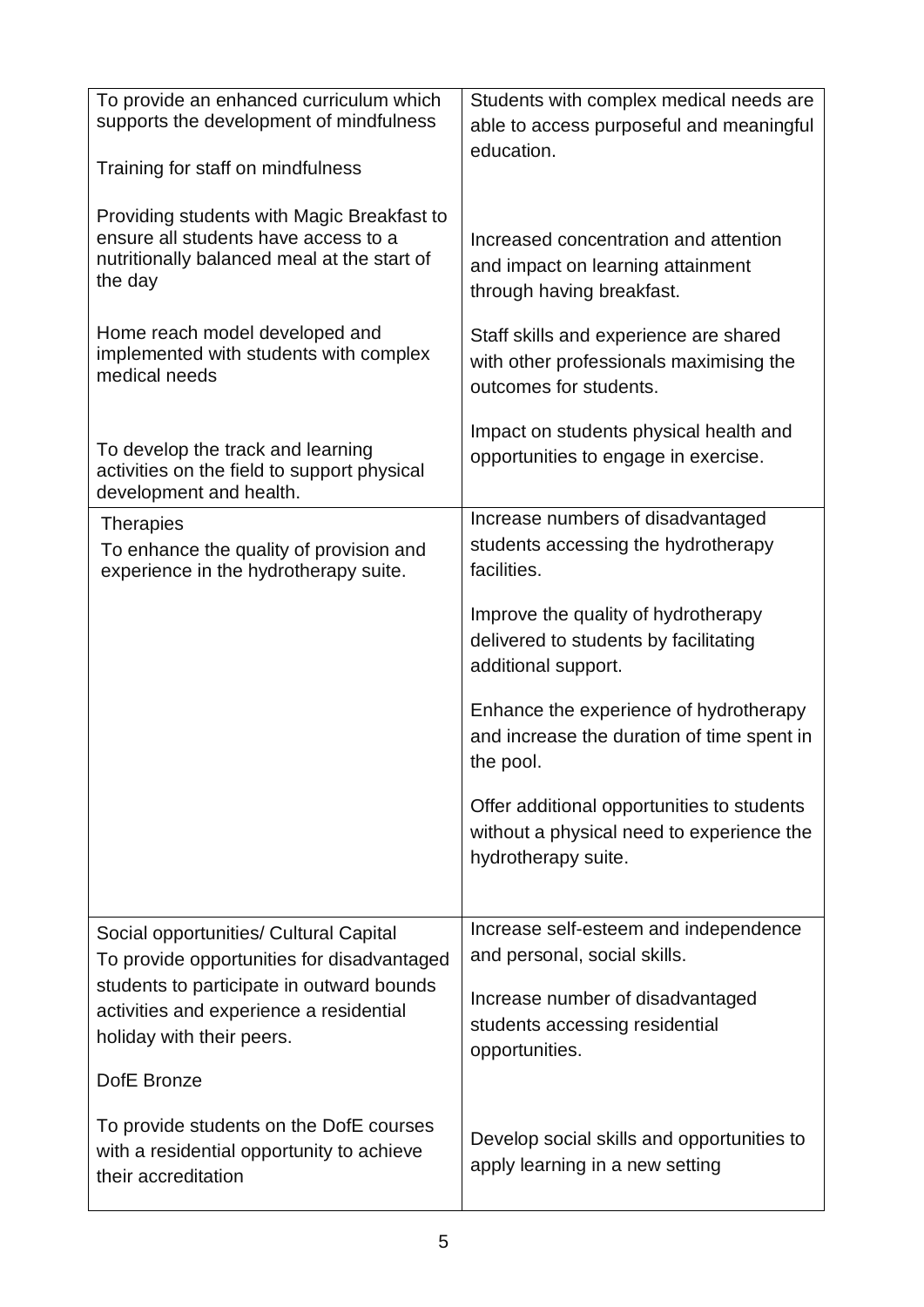| | |
|---|---|
| To provide an enhanced curriculum which supports the development of mindfulness<br><br>Training for staff on mindfulness<br><br>Providing students with Magic Breakfast to ensure all students have access to a nutritionally balanced meal at the start of the day<br><br>Home reach model developed and implemented with students with complex medical needs<br><br>To develop the track and learning activities on the field to support physical development and health. | Students with complex medical needs are able to access purposeful and meaningful education.<br><br>Increased concentration and attention and impact on learning attainment through having breakfast.<br><br>Staff skills and experience are shared with other professionals maximising the outcomes for students.<br><br>Impact on students physical health and opportunities to engage in exercise. |
| Therapies<br>To enhance the quality of provision and experience in the hydrotherapy suite. | Increase numbers of disadvantaged students accessing the hydrotherapy facilities.<br><br>Improve the quality of hydrotherapy delivered to students by facilitating additional support.<br><br>Enhance the experience of hydrotherapy and increase the duration of time spent in the pool.<br><br>Offer additional opportunities to students without a physical need to experience the hydrotherapy suite. |
| Social opportunities/ Cultural Capital<br>To provide opportunities for disadvantaged students to participate in outward bounds activities and experience a residential holiday with their peers.<br><br>DofE Bronze<br><br>To provide students on the DofE courses with a residential opportunity to achieve their accreditation | Increase self-esteem and independence and personal, social skills.<br><br>Increase number of disadvantaged students accessing residential opportunities.<br><br>Develop social skills and opportunities to apply learning in a new setting |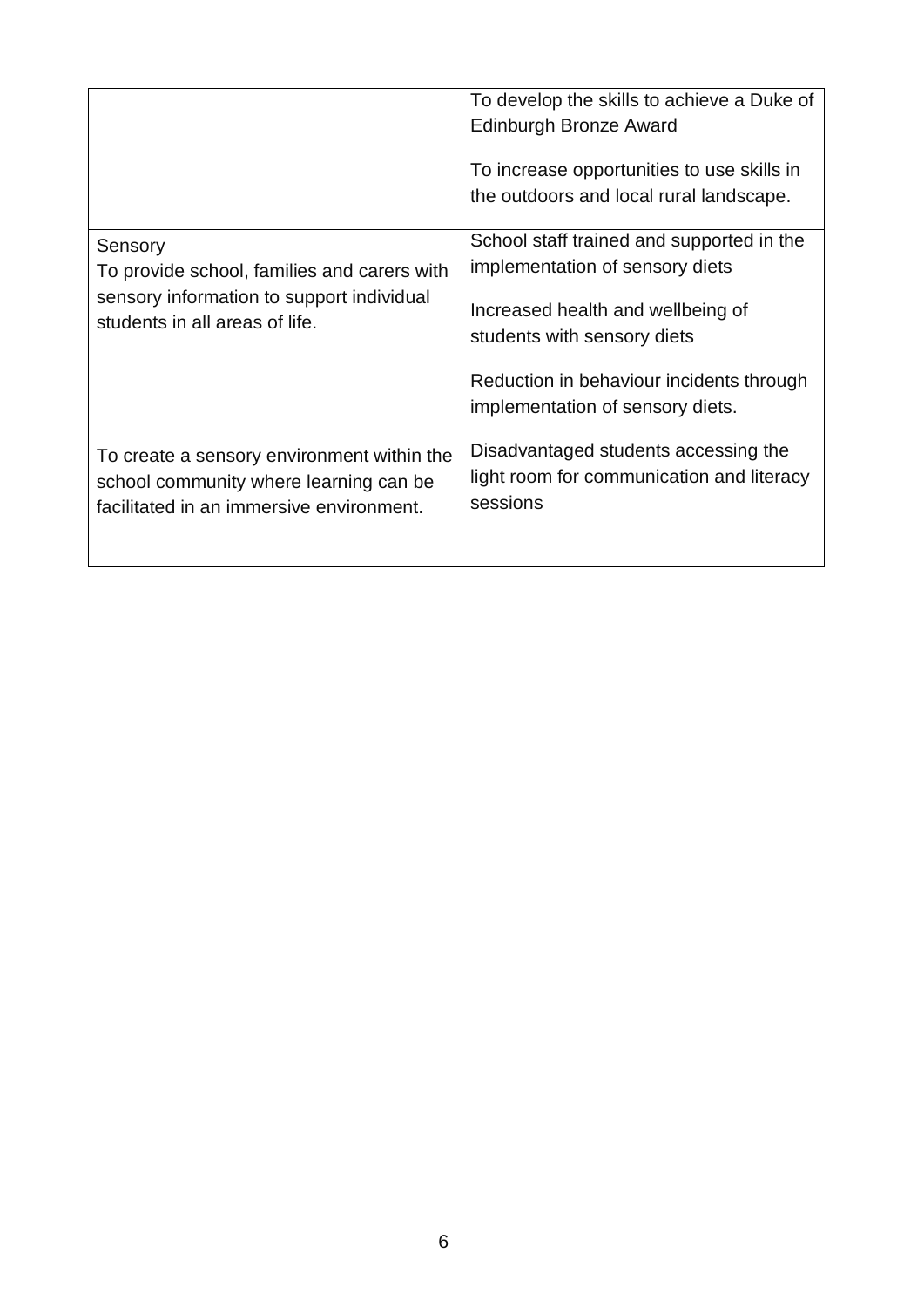| | |
|---|---|
| | To develop the skills to achieve a Duke of Edinburgh Bronze Award<br><br>To increase opportunities to use skills in the outdoors and local rural landscape. |
| Sensory<br>To provide school, families and carers with sensory information to support individual students in all areas of life. | School staff trained and supported in the implementation of sensory diets<br><br>Increased health and wellbeing of students with sensory diets<br><br>Reduction in behaviour incidents through implementation of sensory diets. |
| To create a sensory environment within the school community where learning can be facilitated in an immersive environment. | Disadvantaged students accessing the light room for communication and literacy sessions |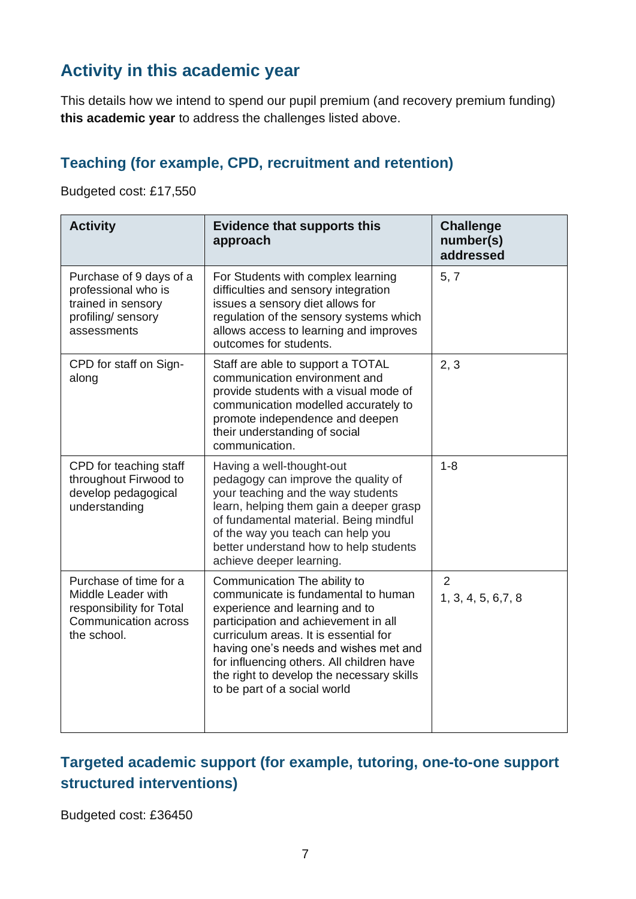## Activity in this academic year

This details how we intend to spend our pupil premium (and recovery premium funding) **this academic year** to address the challenges listed above.

### Teaching (for example, CPD, recruitment and retention)

Budgeted cost: £17,550

| Activity | Evidence that supports this approach | Challenge number(s) addressed |
|---|---|---|
| Purchase of 9 days of a professional who is trained in sensory profiling/ sensory assessments | For Students with complex learning difficulties and sensory integration issues a sensory diet allows for regulation of the sensory systems which allows access to learning and improves outcomes for students. | 5, 7 |
| CPD for staff on Sign-along | Staff are able to support a TOTAL communication environment and provide students with a visual mode of communication modelled accurately to promote independence and deepen their understanding of social communication. | 2, 3 |
| CPD for teaching staff throughout Firwood to develop pedagogical understanding | Having a well-thought-out pedagogy can improve the quality of your teaching and the way students learn, helping them gain a deeper grasp of fundamental material. Being mindful of the way you teach can help you better understand how to help students achieve deeper learning. | 1-8 |
| Purchase of time for a Middle Leader with responsibility for Total Communication across the school. | Communication The ability to communicate is fundamental to human experience and learning and to participation and achievement in all curriculum areas. It is essential for having one's needs and wishes met and for influencing others. All children have the right to develop the necessary skills to be part of a social world | 2<br>1, 3, 4, 5, 6,7, 8 |

### Targeted academic support (for example, tutoring, one-to-one support structured interventions)

Budgeted cost: £36450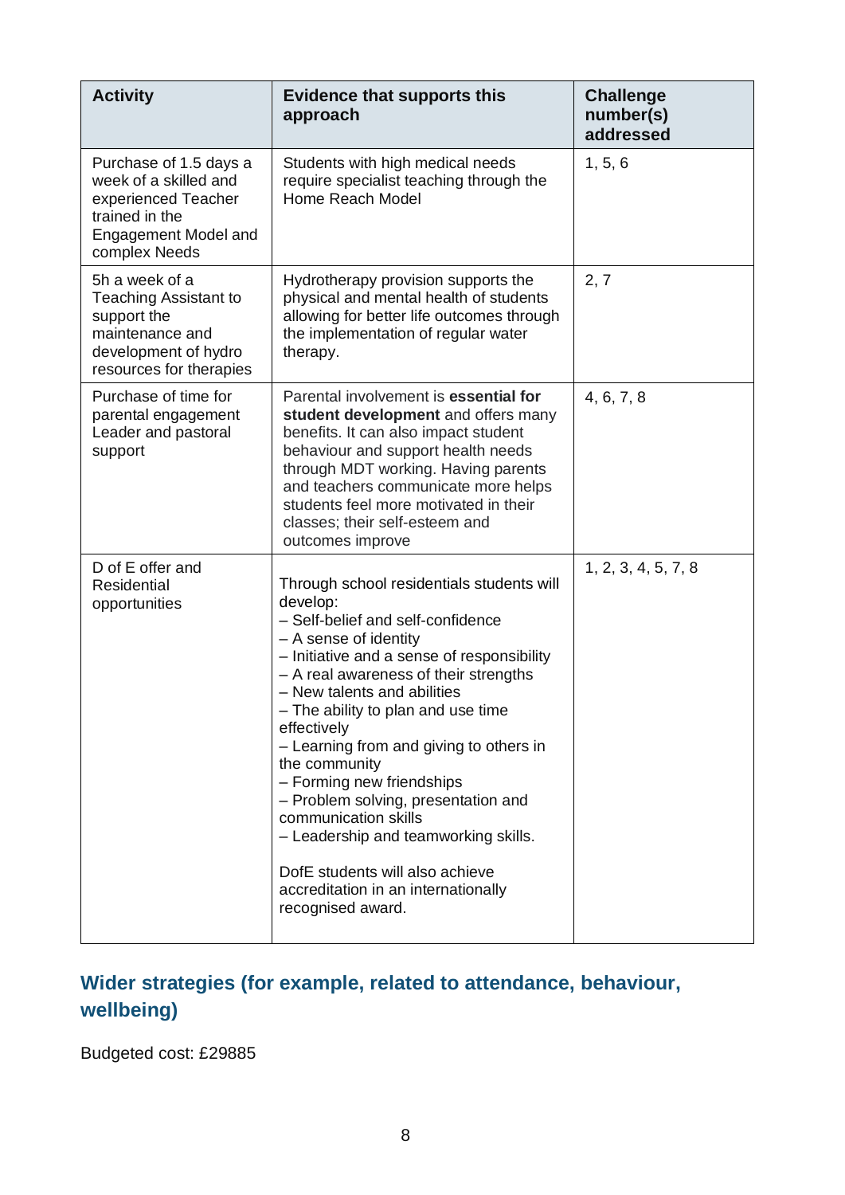| Activity | Evidence that supports this approach | Challenge number(s) addressed |
|---|---|---|
| Purchase of 1.5 days a week of a skilled and experienced Teacher trained in the Engagement Model and complex Needs | Students with high medical needs require specialist teaching through the Home Reach Model | 1, 5, 6 |
| 5h a week of a Teaching Assistant to support the maintenance and development of hydro resources for therapies | Hydrotherapy provision supports the physical and mental health of students allowing for better life outcomes through the implementation of regular water therapy. | 2, 7 |
| Purchase of time for parental engagement Leader and pastoral support | Parental involvement is **essential for student development** and offers many benefits. It can also impact student behaviour and support health needs through MDT working. Having parents and teachers communicate more helps students feel more motivated in their classes; their self-esteem and outcomes improve | 4, 6, 7, 8 |
| D of E offer and Residential opportunities | Through school residentials students will develop:<br>– Self-belief and self-confidence<br>– A sense of identity<br>– Initiative and a sense of responsibility<br>– A real awareness of their strengths<br>– New talents and abilities<br>– The ability to plan and use time effectively<br>– Learning from and giving to others in the community<br>– Forming new friendships<br>– Problem solving, presentation and communication skills<br>– Leadership and teamworking skills.<br><br>DofE students will also achieve accreditation in an internationally recognised award. | 1, 2, 3, 4, 5, 7, 8 |

## Wider strategies (for example, related to attendance, behaviour, wellbeing)

Budgeted cost: £29885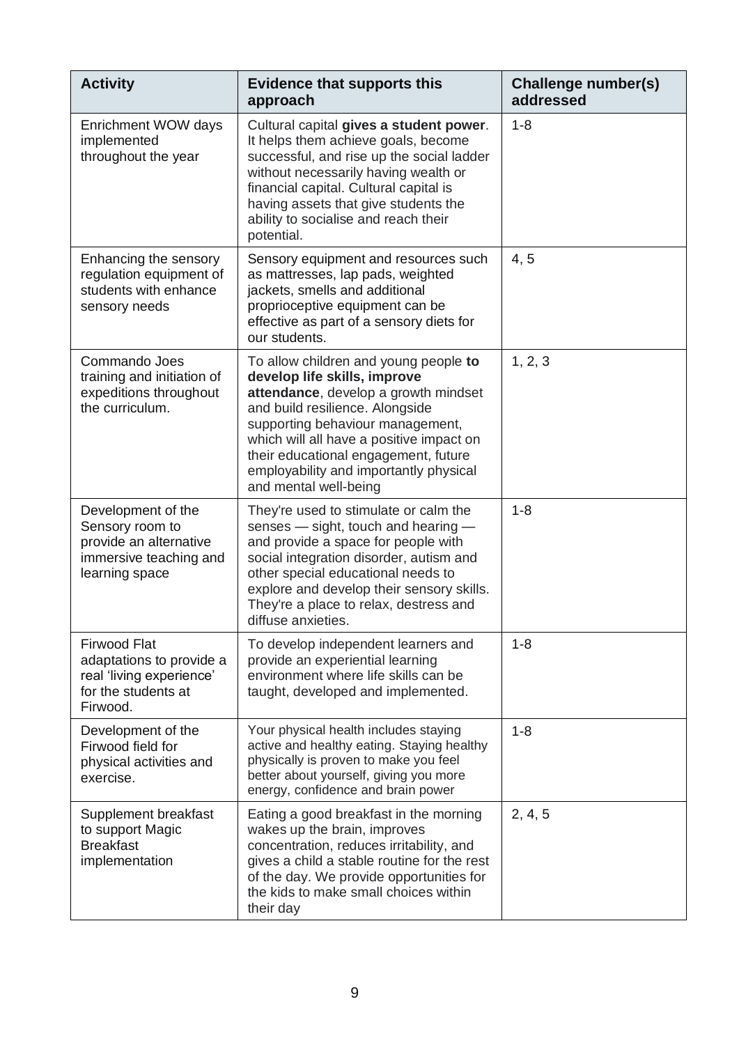| Activity | Evidence that supports this approach | Challenge number(s) addressed |
|---|---|---|
| Enrichment WOW days implemented throughout the year | Cultural capital **gives a student power**. It helps them achieve goals, become successful, and rise up the social ladder without necessarily having wealth or financial capital. Cultural capital is having assets that give students the ability to socialise and reach their potential. | 1-8 |
| Enhancing the sensory regulation equipment of students with enhance sensory needs | Sensory equipment and resources such as mattresses, lap pads, weighted jackets, smells and additional proprioceptive equipment can be effective as part of a sensory diets for our students. | 4, 5 |
| Commando Joes training and initiation of expeditions throughout the curriculum. | To allow children and young people **to develop life skills, improve attendance**, develop a growth mindset and build resilience. Alongside supporting behaviour management, which will all have a positive impact on their educational engagement, future employability and importantly physical and mental well-being | 1, 2, 3 |
| Development of the Sensory room to provide an alternative immersive teaching and learning space | They're used to stimulate or calm the senses — sight, touch and hearing — and provide a space for people with social integration disorder, autism and other special educational needs to explore and develop their sensory skills. They're a place to relax, destress and diffuse anxieties. | 1-8 |
| Firwood Flat adaptations to provide a real 'living experience' for the students at Firwood. | To develop independent learners and provide an experiential learning environment where life skills can be taught, developed and implemented. | 1-8 |
| Development of the Firwood field for physical activities and exercise. | Your physical health includes staying active and healthy eating. Staying healthy physically is proven to make you feel better about yourself, giving you more energy, confidence and brain power | 1-8 |
| Supplement breakfast to support Magic Breakfast implementation | Eating a good breakfast in the morning wakes up the brain, improves concentration, reduces irritability, and gives a child a stable routine for the rest of the day. We provide opportunities for the kids to make small choices within their day | 2, 4, 5 |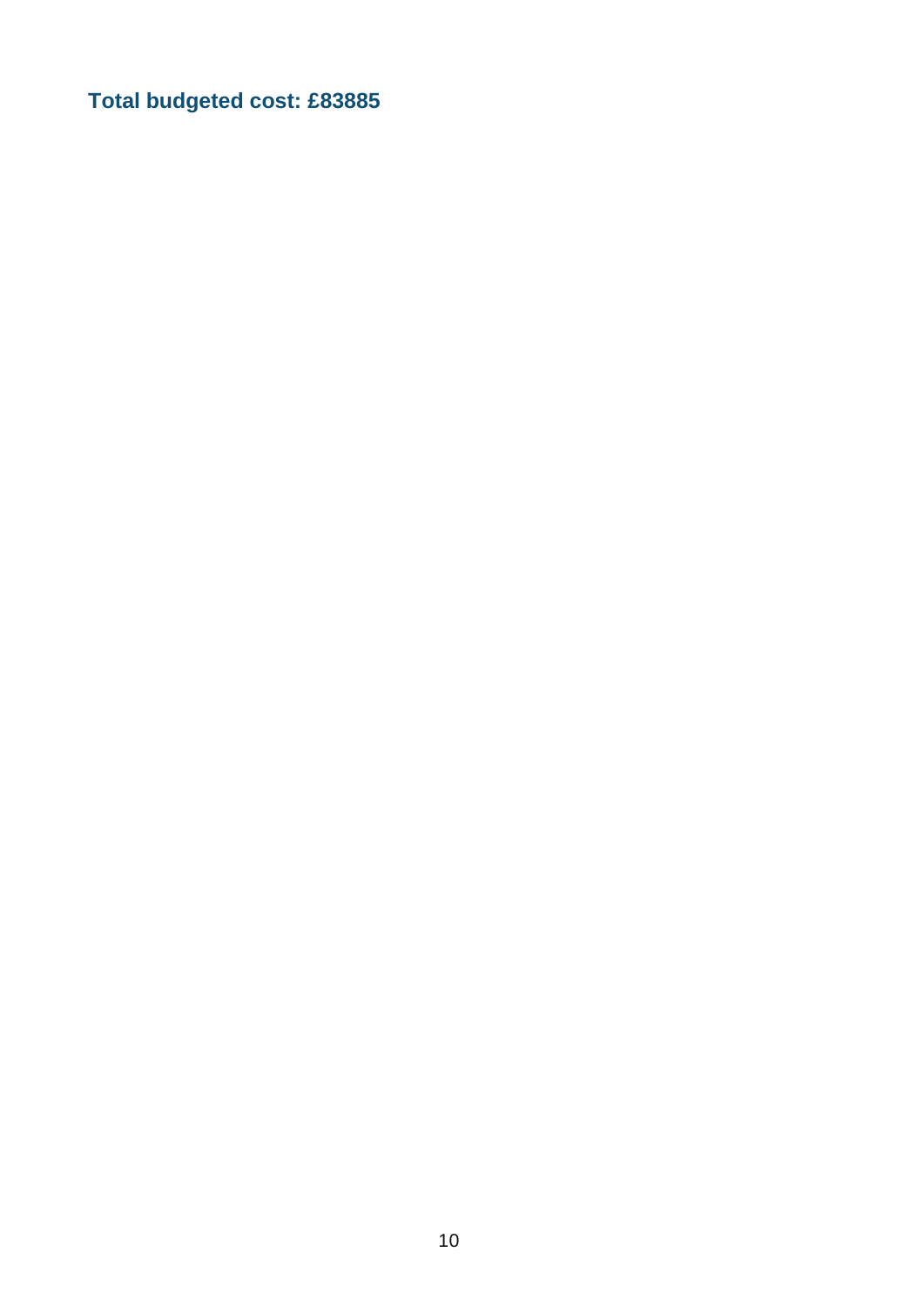**Total budgeted cost: £83885**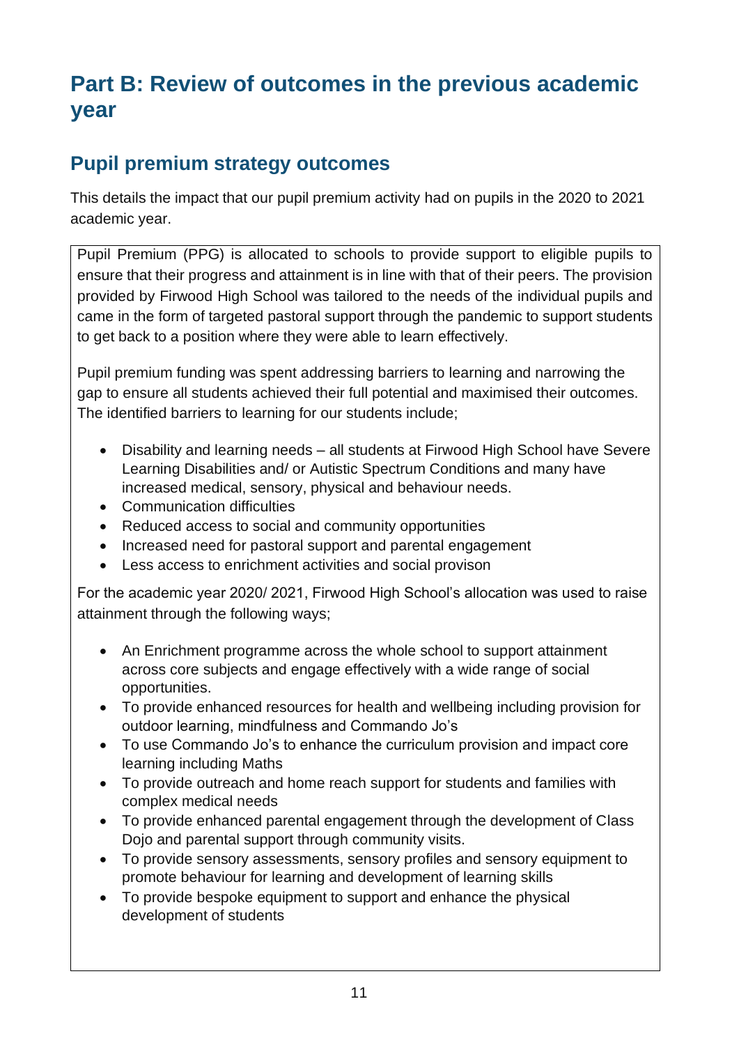# Part B: Review of outcomes in the previous academic year

## Pupil premium strategy outcomes

This details the impact that our pupil premium activity had on pupils in the 2020 to 2021 academic year.

Pupil Premium (PPG) is allocated to schools to provide support to eligible pupils to ensure that their progress and attainment is in line with that of their peers. The provision provided by Firwood High School was tailored to the needs of the individual pupils and came in the form of targeted pastoral support through the pandemic to support students to get back to a position where they were able to learn effectively.

Pupil premium funding was spent addressing barriers to learning and narrowing the gap to ensure all students achieved their full potential and maximised their outcomes. The identified barriers to learning for our students include;

- Disability and learning needs – all students at Firwood High School have Severe Learning Disabilities and/ or Autistic Spectrum Conditions and many have increased medical, sensory, physical and behaviour needs.
- Communication difficulties
- Reduced access to social and community opportunities
- Increased need for pastoral support and parental engagement
- Less access to enrichment activities and social provison

For the academic year 2020/ 2021, Firwood High School's allocation was used to raise attainment through the following ways;

- An Enrichment programme across the whole school to support attainment across core subjects and engage effectively with a wide range of social opportunities.
- To provide enhanced resources for health and wellbeing including provision for outdoor learning, mindfulness and Commando Jo's
- To use Commando Jo's to enhance the curriculum provision and impact core learning including Maths
- To provide outreach and home reach support for students and families with complex medical needs
- To provide enhanced parental engagement through the development of Class Dojo and parental support through community visits.
- To provide sensory assessments, sensory profiles and sensory equipment to promote behaviour for learning and development of learning skills
- To provide bespoke equipment to support and enhance the physical development of students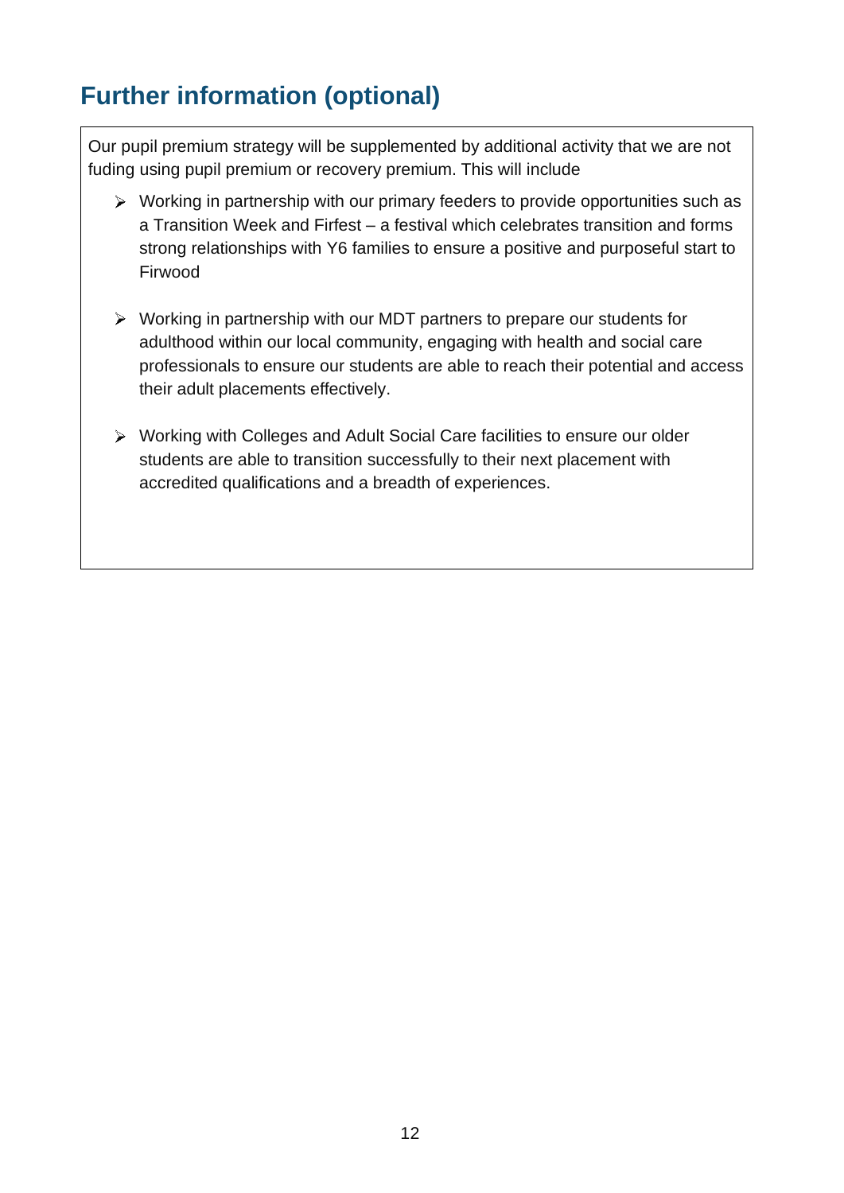## Further information (optional)

Our pupil premium strategy will be supplemented by additional activity that we are not fuding using pupil premium or recovery premium. This will include

- Working in partnership with our primary feeders to provide opportunities such as a Transition Week and Firfest – a festival which celebrates transition and forms strong relationships with Y6 families to ensure a positive and purposeful start to Firwood
- Working in partnership with our MDT partners to prepare our students for adulthood within our local community, engaging with health and social care professionals to ensure our students are able to reach their potential and access their adult placements effectively.
- Working with Colleges and Adult Social Care facilities to ensure our older students are able to transition successfully to their next placement with accredited qualifications and a breadth of experiences.